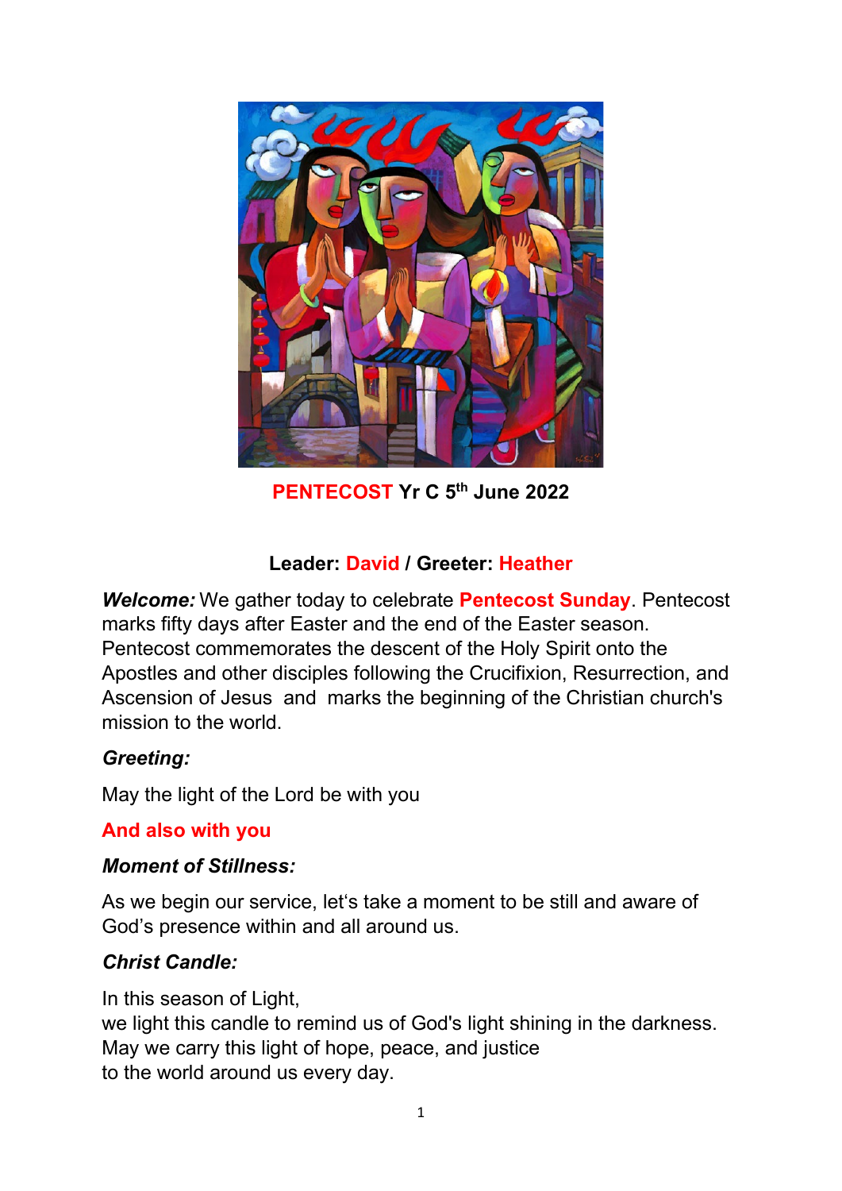**PENTECOST Yr C 5th June 2022**

**Leader: David / Greeter: Heather**

***Welcome:*** We gather today to celebrate **Pentecost Sunday**. Pentecost marks fifty days after Easter and the end of the Easter season. Pentecost commemorates the descent of the Holy Spirit onto the Apostles and other disciples following the Crucifixion, Resurrection, and Ascension of Jesus and marks the beginning of the Christian church's mission to the world.

***Greeting:***

May the light of the Lord be with you

**And also with you**

***Moment of Stillness:***

As we begin our service, let's take a moment to be still and aware of God's presence within and all around us.

***Christ Candle:***

In this season of Light,
we light this candle to remind us of God's light shining in the darkness.
May we carry this light of hope, peace, and justice
to the world around us every day.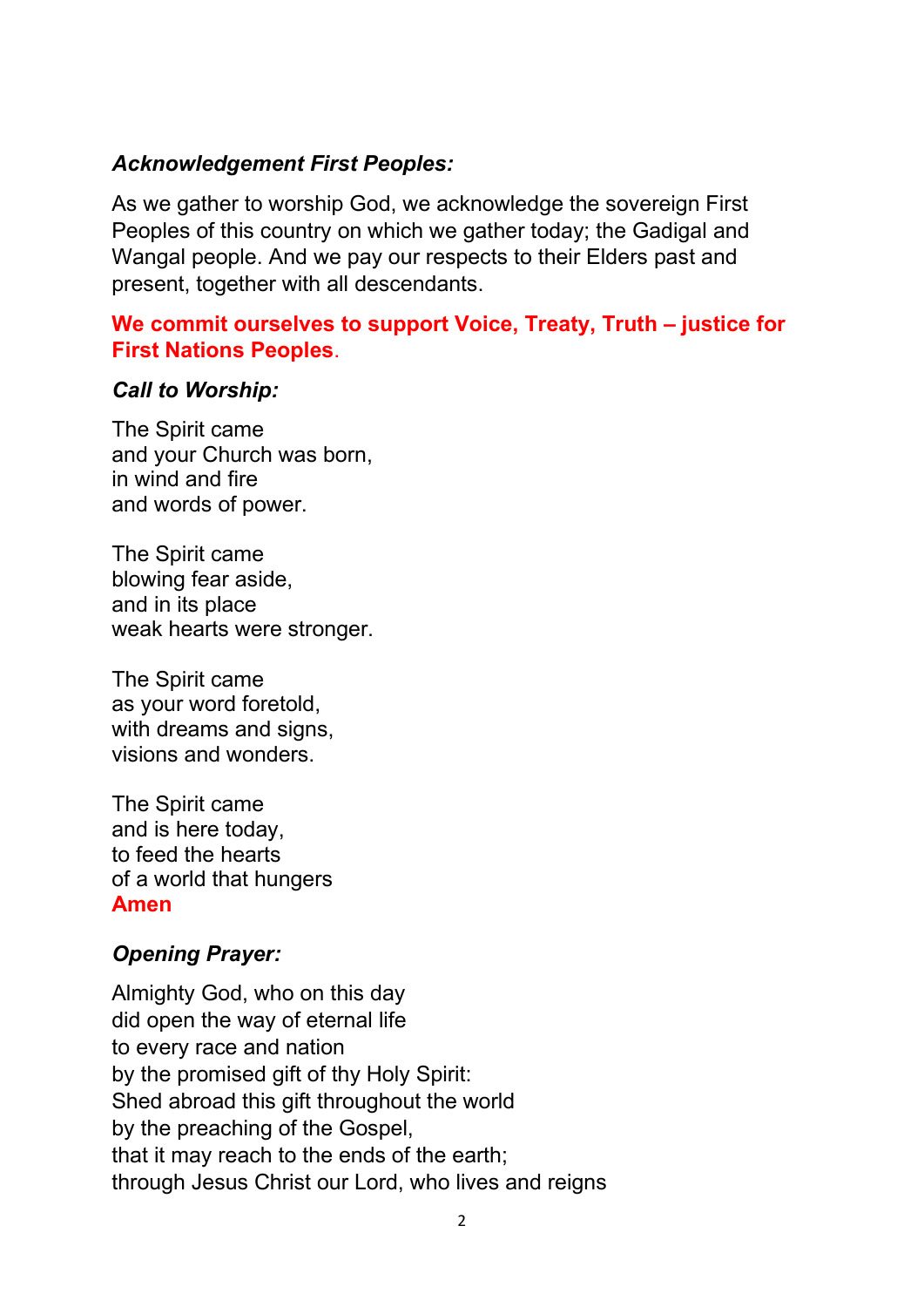***Acknowledgement First Peoples:***

As we gather to worship God, we acknowledge the sovereign First Peoples of this country on which we gather today; the Gadigal and Wangal people. And we pay our respects to their Elders past and present, together with all descendants.

**We commit ourselves to support Voice, Treaty, Truth – justice for First Nations Peoples**.

***Call to Worship:***

The Spirit came  
and your Church was born,  
in wind and fire  
and words of power.

The Spirit came  
blowing fear aside,  
and in its place  
weak hearts were stronger.

The Spirit came  
as your word foretold,  
with dreams and signs,  
visions and wonders.

The Spirit came  
and is here today,  
to feed the hearts  
of a world that hungers  
**Amen**

***Opening Prayer:***

Almighty God, who on this day  
did open the way of eternal life  
to every race and nation  
by the promised gift of thy Holy Spirit:  
Shed abroad this gift throughout the world  
by the preaching of the Gospel,  
that it may reach to the ends of the earth;  
through Jesus Christ our Lord, who lives and reigns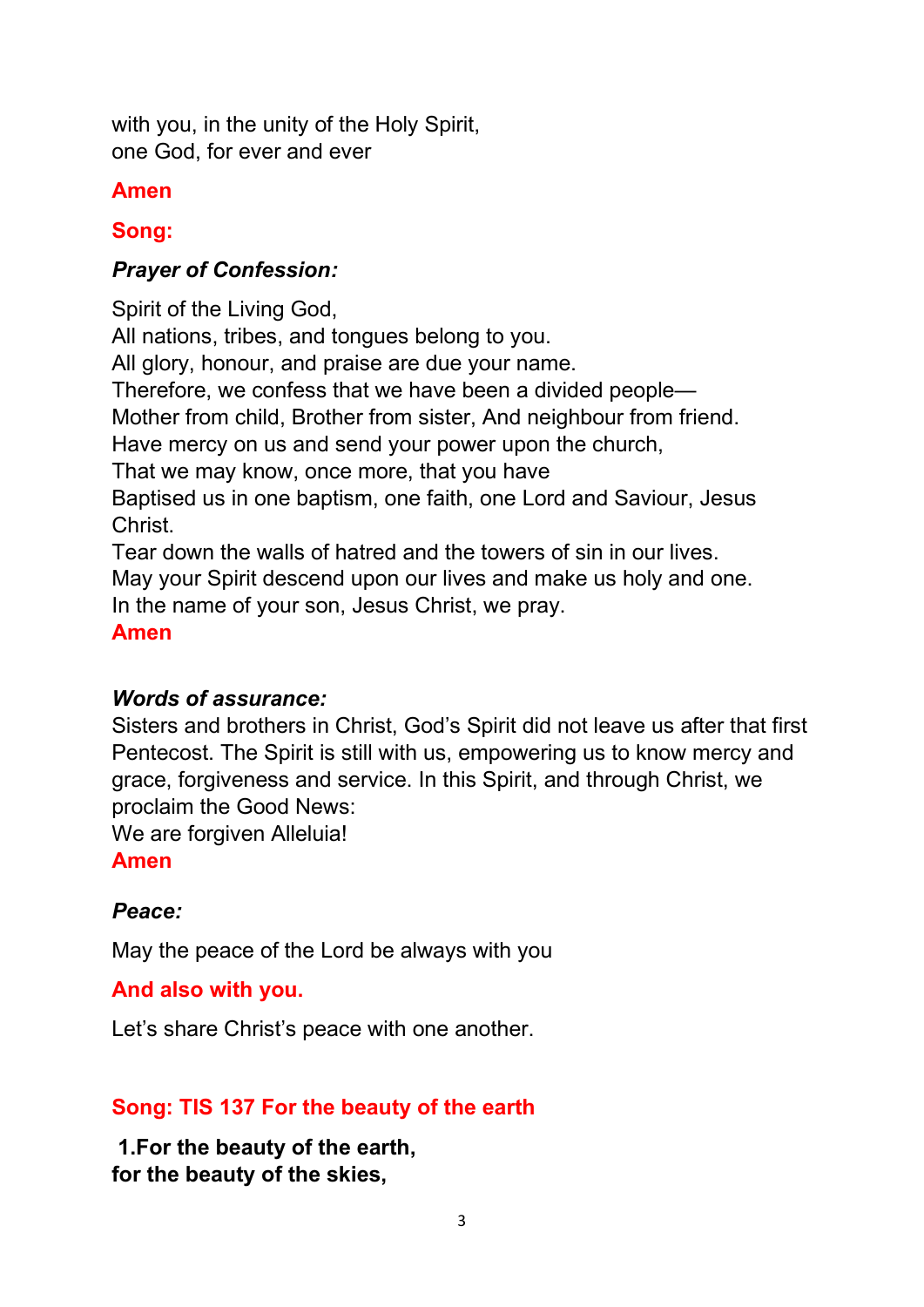with you, in the unity of the Holy Spirit,
one God, for ever and ever

**Amen**

**Song:**

***Prayer of Confession:***

Spirit of the Living God,
All nations, tribes, and tongues belong to you.
All glory, honour, and praise are due your name.
Therefore, we confess that we have been a divided people—
Mother from child, Brother from sister, And neighbour from friend.
Have mercy on us and send your power upon the church,
That we may know, once more, that you have
Baptised us in one baptism, one faith, one Lord and Saviour, Jesus Christ.
Tear down the walls of hatred and the towers of sin in our lives.
May your Spirit descend upon our lives and make us holy and one.
In the name of your son, Jesus Christ, we pray.
**Amen**

***Words of assurance:***
Sisters and brothers in Christ, God's Spirit did not leave us after that first Pentecost. The Spirit is still with us, empowering us to know mercy and grace, forgiveness and service. In this Spirit, and through Christ, we proclaim the Good News:
We are forgiven Alleluia!
**Amen**

***Peace:***

May the peace of the Lord be always with you

**And also with you.**

Let's share Christ's peace with one another.

**Song: TIS 137 For the beauty of the earth**

**1.For the beauty of the earth,**
**for the beauty of the skies,**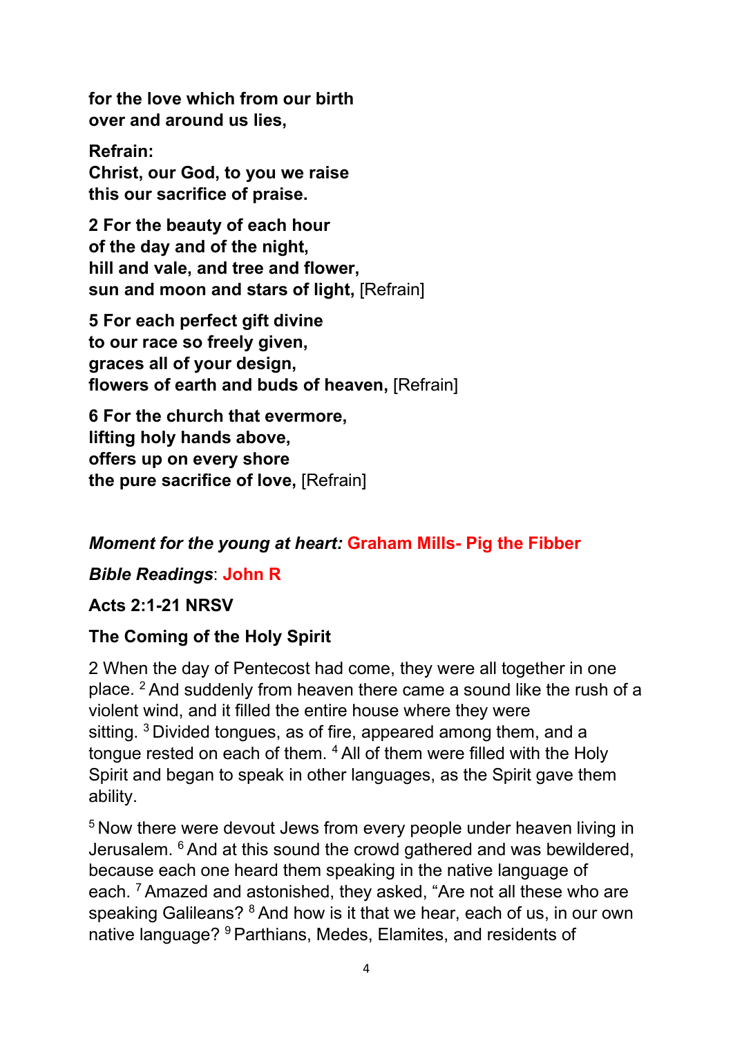**for the love which from our birth**
**over and around us lies,**

**Refrain:**
**Christ, our God, to you we raise**
**this our sacrifice of praise.**

**2 For the beauty of each hour**
**of the day and of the night,**
**hill and vale, and tree and flower,**
**sun and moon and stars of light,** [Refrain]

**5 For each perfect gift divine**
**to our race so freely given,**
**graces all of your design,**
**flowers of earth and buds of heaven,** [Refrain]

**6 For the church that evermore,**
**lifting holy hands above,**
**offers up on every shore**
**the pure sacrifice of love,** [Refrain]

***Moment for the young at heart:*** **Graham Mills- Pig the Fibber**

***Bible Readings***: **John R**

**Acts 2:1-21 NRSV**

**The Coming of the Holy Spirit**

2 When the day of Pentecost had come, they were all together in one place. [2] And suddenly from heaven there came a sound like the rush of a violent wind, and it filled the entire house where they were sitting. [3] Divided tongues, as of fire, appeared among them, and a tongue rested on each of them. [4] All of them were filled with the Holy Spirit and began to speak in other languages, as the Spirit gave them ability.

[5] Now there were devout Jews from every people under heaven living in Jerusalem. [6] And at this sound the crowd gathered and was bewildered, because each one heard them speaking in the native language of each. [7] Amazed and astonished, they asked, “Are not all these who are speaking Galileans? [8] And how is it that we hear, each of us, in our own native language? [9] Parthians, Medes, Elamites, and residents of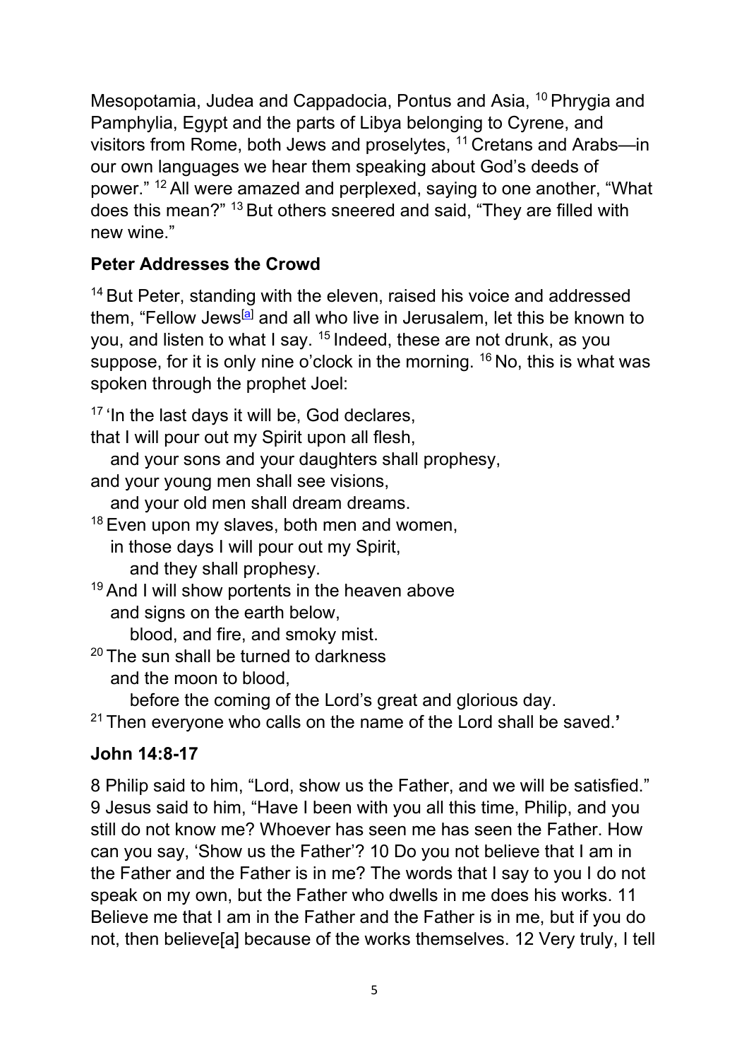Mesopotamia, Judea and Cappadocia, Pontus and Asia, [10] Phrygia and Pamphylia, Egypt and the parts of Libya belonging to Cyrene, and visitors from Rome, both Jews and proselytes, [11] Cretans and Arabs—in our own languages we hear them speaking about God's deeds of power." [12] All were amazed and perplexed, saying to one another, "What does this mean?" [13] But others sneered and said, "They are filled with new wine."

### Peter Addresses the Crowd

[14] But Peter, standing with the eleven, raised his voice and addressed them, "Fellow Jews[a] and all who live in Jerusalem, let this be known to you, and listen to what I say. [15] Indeed, these are not drunk, as you suppose, for it is only nine o'clock in the morning. [16] No, this is what was spoken through the prophet Joel:

[17] 'In the last days it will be, God declares,
that I will pour out my Spirit upon all flesh,
   and your sons and your daughters shall prophesy,
and your young men shall see visions,
   and your old men shall dream dreams.
[18] Even upon my slaves, both men and women,
   in those days I will pour out my Spirit,
      and they shall prophesy.
[19] And I will show portents in the heaven above
   and signs on the earth below,
      blood, and fire, and smoky mist.
[20] The sun shall be turned to darkness
   and the moon to blood,
      before the coming of the Lord's great and glorious day.
[21] Then everyone who calls on the name of the Lord shall be saved.'

### John 14:8-17

8 Philip said to him, "Lord, show us the Father, and we will be satisfied." 9 Jesus said to him, "Have I been with you all this time, Philip, and you still do not know me? Whoever has seen me has seen the Father. How can you say, 'Show us the Father'? 10 Do you not believe that I am in the Father and the Father is in me? The words that I say to you I do not speak on my own, but the Father who dwells in me does his works. 11 Believe me that I am in the Father and the Father is in me, but if you do not, then believe[a] because of the works themselves. 12 Very truly, I tell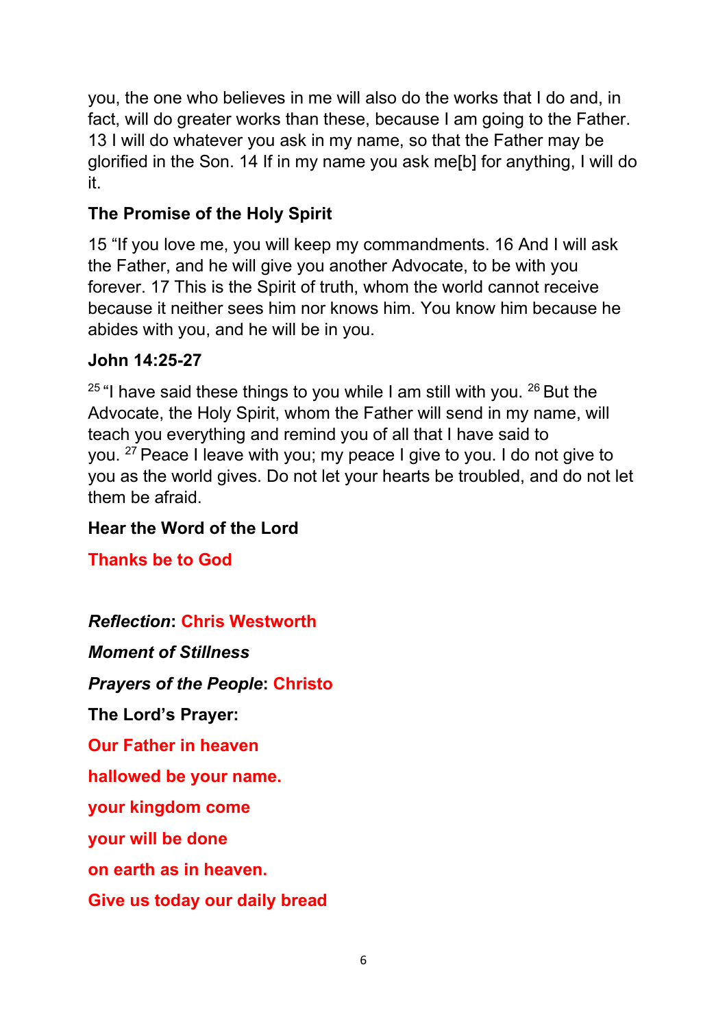you, the one who believes in me will also do the works that I do and, in fact, will do greater works than these, because I am going to the Father. 13 I will do whatever you ask in my name, so that the Father may be glorified in the Son. 14 If in my name you ask me[b] for anything, I will do it.

**The Promise of the Holy Spirit**

15 "If you love me, you will keep my commandments. 16 And I will ask the Father, and he will give you another Advocate, to be with you forever. 17 This is the Spirit of truth, whom the world cannot receive because it neither sees him nor knows him. You know him because he abides with you, and he will be in you.

**John 14:25-27**

[25] "I have said these things to you while I am still with you. [26] But the Advocate, the Holy Spirit, whom the Father will send in my name, will teach you everything and remind you of all that I have said to you. [27] Peace I leave with you; my peace I give to you. I do not give to you as the world gives. Do not let your hearts be troubled, and do not let them be afraid.

**Hear the Word of the Lord**

**Thanks be to God**

***Reflection*: Chris Westworth**

***Moment of Stillness***

***Prayers of the People*: Christo**

**The Lord's Prayer:**

**Our Father in heaven**

**hallowed be your name.**

**your kingdom come**

**your will be done**

**on earth as in heaven.**

**Give us today our daily bread**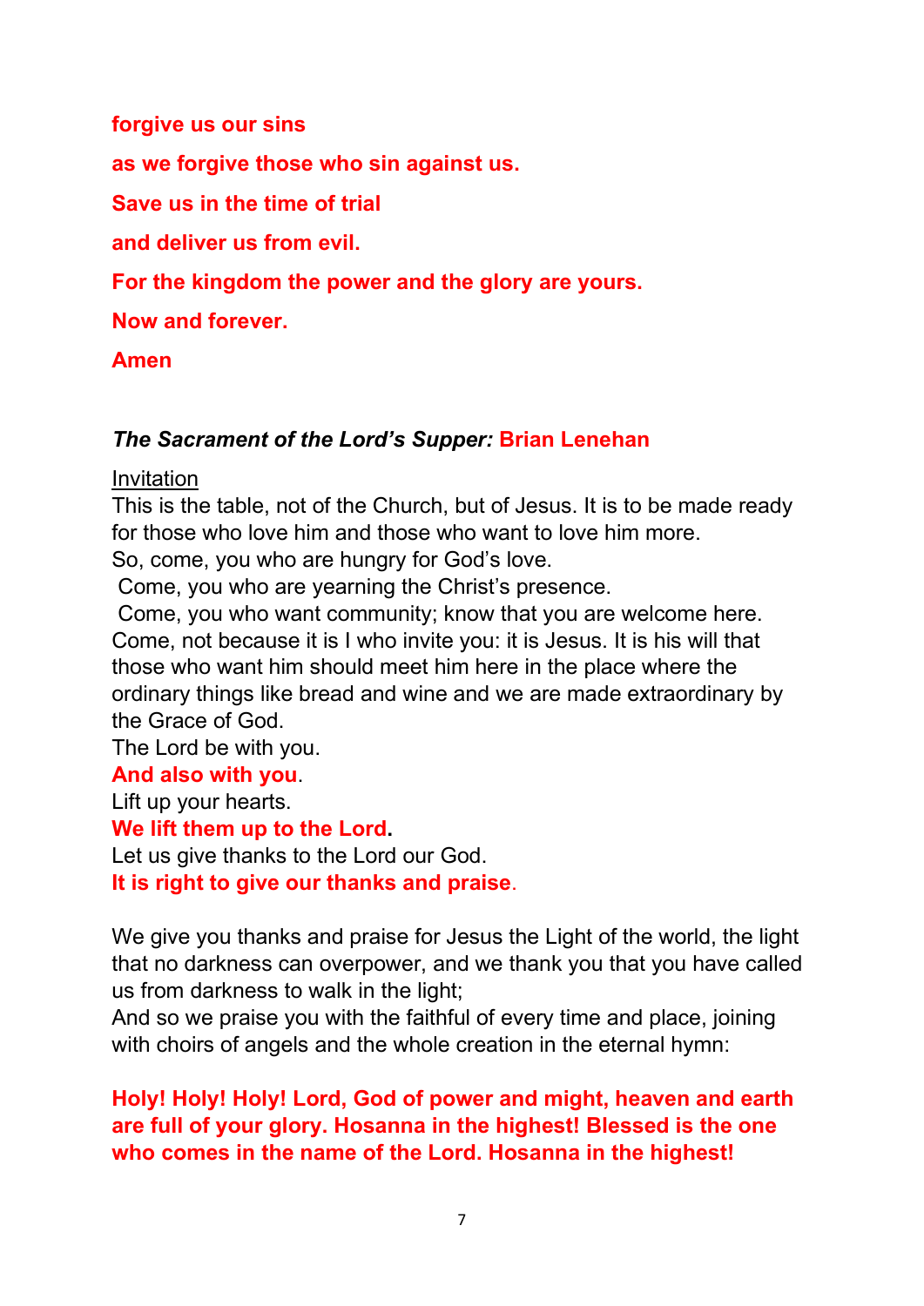**forgive us our sins**

**as we forgive those who sin against us.**

**Save us in the time of trial**

**and deliver us from evil.**

**For the kingdom the power and the glory are yours.**

**Now and forever.**

**Amen**

***The Sacrament of the Lord's Supper:*** **Brian Lenehan**

Invitation

This is the table, not of the Church, but of Jesus. It is to be made ready for those who love him and those who want to love him more.

So, come, you who are hungry for God's love.

Come, you who are yearning the Christ's presence.

Come, you who want community; know that you are welcome here.

Come, not because it is I who invite you: it is Jesus. It is his will that those who want him should meet him here in the place where the ordinary things like bread and wine and we are made extraordinary by the Grace of God.

The Lord be with you.

**And also with you.**

Lift up your hearts.

**We lift them up to the Lord.**

Let us give thanks to the Lord our God.

**It is right to give our thanks and praise.**

We give you thanks and praise for Jesus the Light of the world, the light that no darkness can overpower, and we thank you that you have called us from darkness to walk in the light;

And so we praise you with the faithful of every time and place, joining with choirs of angels and the whole creation in the eternal hymn:

**Holy! Holy! Holy! Lord, God of power and might, heaven and earth are full of your glory. Hosanna in the highest! Blessed is the one who comes in the name of the Lord. Hosanna in the highest!**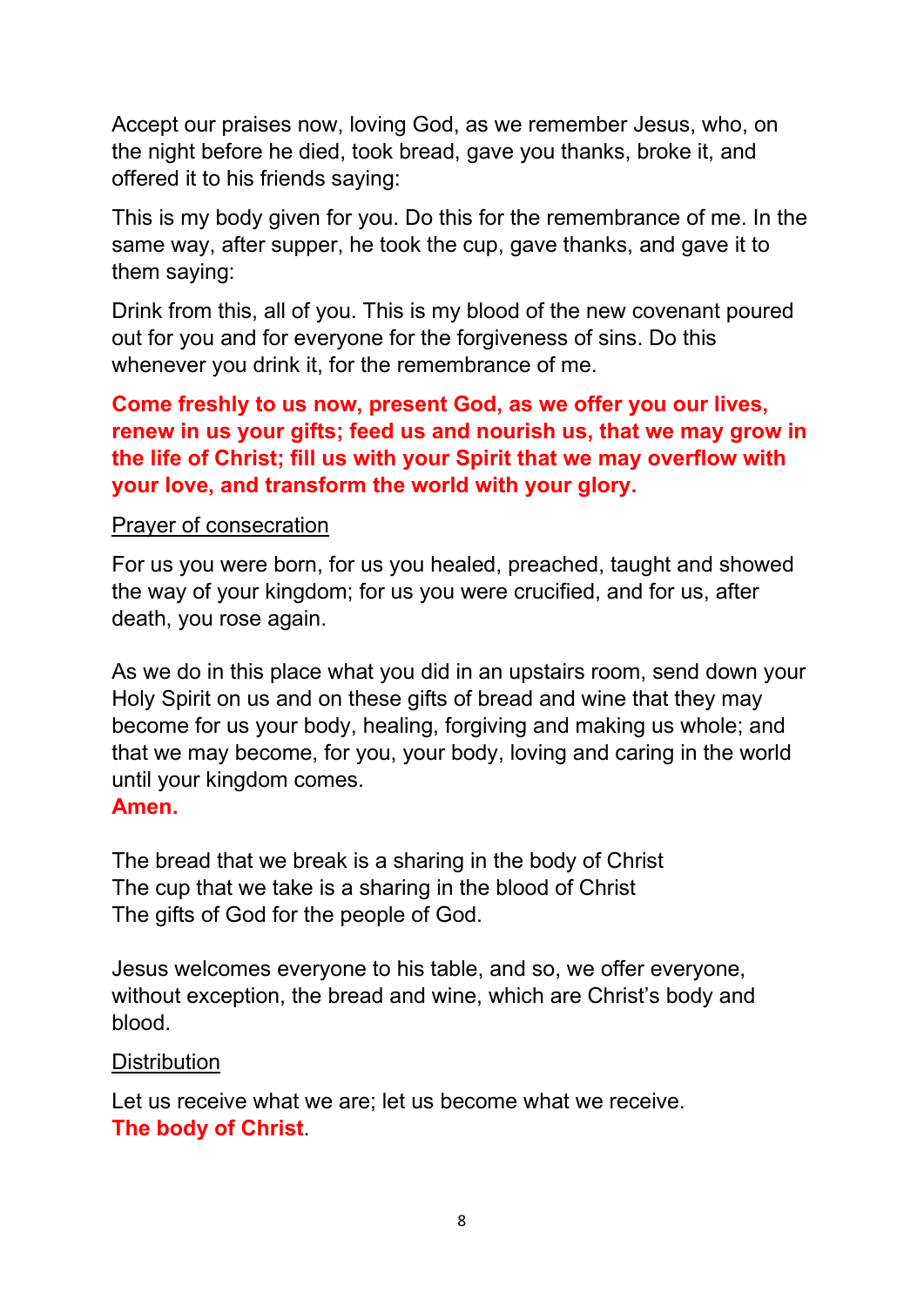Accept our praises now, loving God, as we remember Jesus, who, on the night before he died, took bread, gave you thanks, broke it, and offered it to his friends saying:

This is my body given for you. Do this for the remembrance of me. In the same way, after supper, he took the cup, gave thanks, and gave it to them saying:

Drink from this, all of you. This is my blood of the new covenant poured out for you and for everyone for the forgiveness of sins. Do this whenever you drink it, for the remembrance of me.

**Come freshly to us now, present God, as we offer you our lives, renew in us your gifts; feed us and nourish us, that we may grow in the life of Christ; fill us with your Spirit that we may overflow with your love, and transform the world with your glory.**

Prayer of consecration

For us you were born, for us you healed, preached, taught and showed the way of your kingdom; for us you were crucified, and for us, after death, you rose again.

As we do in this place what you did in an upstairs room, send down your Holy Spirit on us and on these gifts of bread and wine that they may become for us your body, healing, forgiving and making us whole; and that we may become, for you, your body, loving and caring in the world until your kingdom comes.
**Amen.**

The bread that we break is a sharing in the body of Christ
The cup that we take is a sharing in the blood of Christ
The gifts of God for the people of God.

Jesus welcomes everyone to his table, and so, we offer everyone, without exception, the bread and wine, which are Christ's body and blood.

Distribution

Let us receive what we are; let us become what we receive.
**The body of Christ**.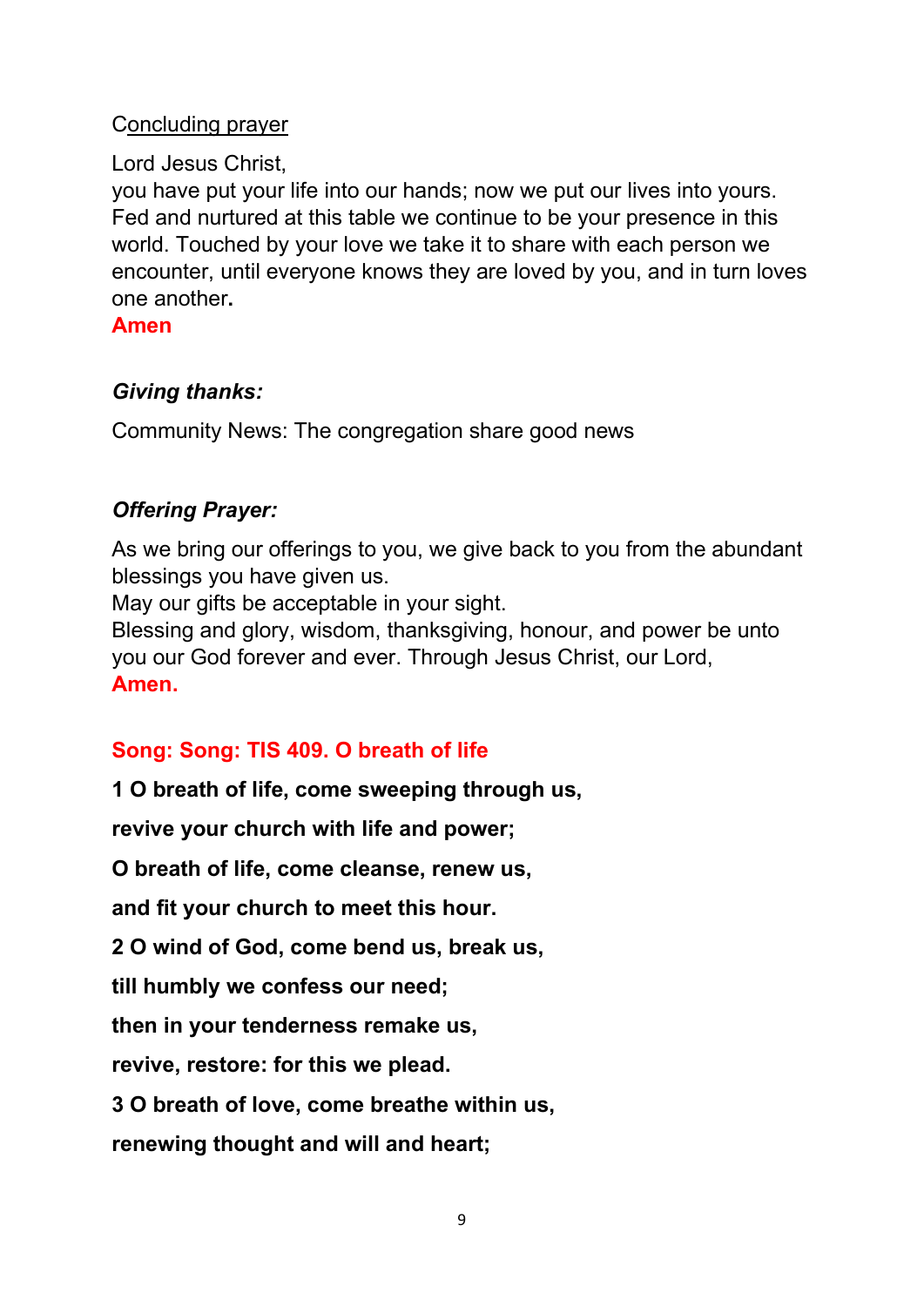Concluding prayer

Lord Jesus Christ,
you have put your life into our hands; now we put our lives into yours. Fed and nurtured at this table we continue to be your presence in this world. Touched by your love we take it to share with each person we encounter, until everyone knows they are loved by you, and in turn loves one another**.**
**Amen**

***Giving thanks:***

Community News: The congregation share good news

***Offering Prayer:***

As we bring our offerings to you, we give back to you from the abundant blessings you have given us.
May our gifts be acceptable in your sight.
Blessing and glory, wisdom, thanksgiving, honour, and power be unto you our God forever and ever. Through Jesus Christ, our Lord,
**Amen.**

**Song: Song: TIS 409. O breath of life**

**1 O breath of life, come sweeping through us,**

**revive your church with life and power;**

**O breath of life, come cleanse, renew us,**

**and fit your church to meet this hour.**

**2 O wind of God, come bend us, break us,**

**till humbly we confess our need;**

**then in your tenderness remake us,**

**revive, restore: for this we plead.**

**3 O breath of love, come breathe within us,**

**renewing thought and will and heart;**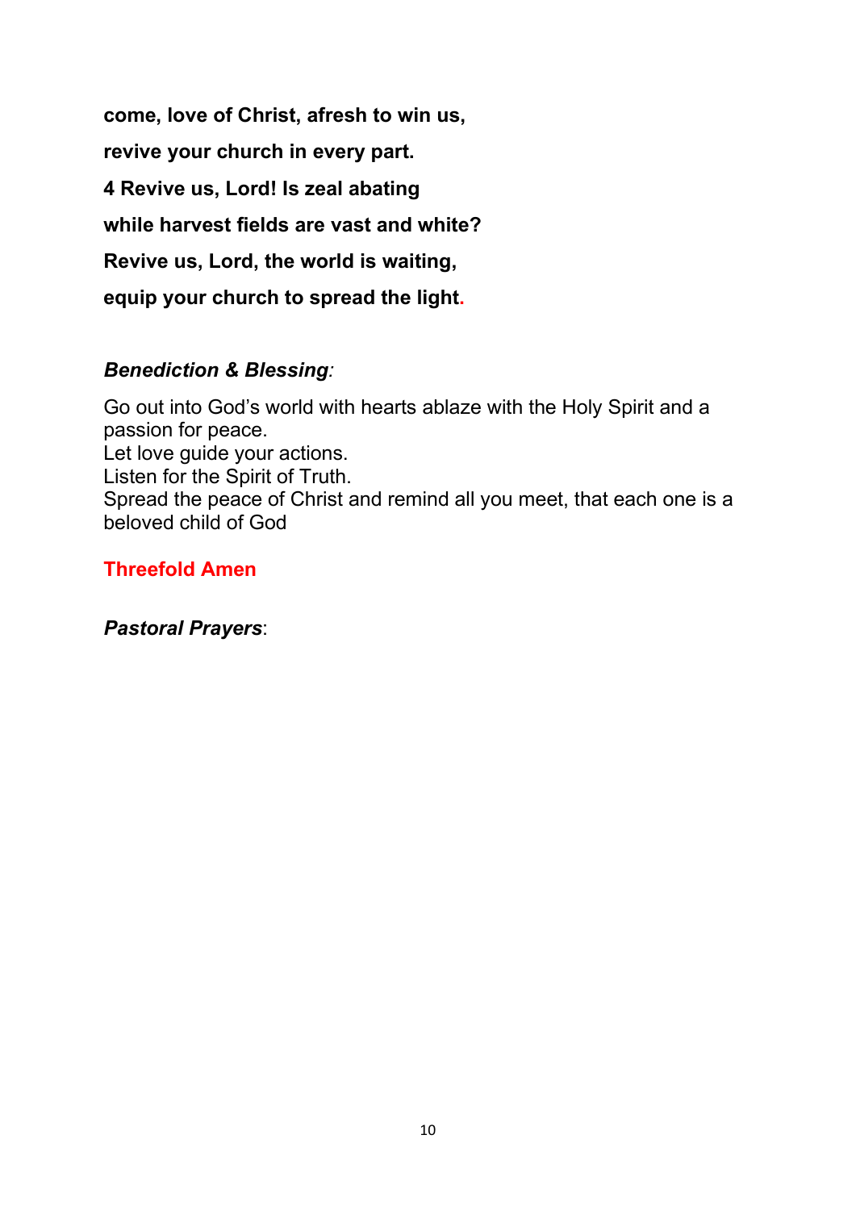**come, love of Christ, afresh to win us,**

**revive your church in every part.**

**4 Revive us, Lord! Is zeal abating**

**while harvest fields are vast and white?**

**Revive us, Lord, the world is waiting,**

**equip your church to spread the light.**

***Benediction & Blessing*:**

Go out into God's world with hearts ablaze with the Holy Spirit and a passion for peace.
Let love guide your actions.
Listen for the Spirit of Truth.
Spread the peace of Christ and remind all you meet, that each one is a beloved child of God

**Threefold Amen**

***Pastoral Prayers*:**